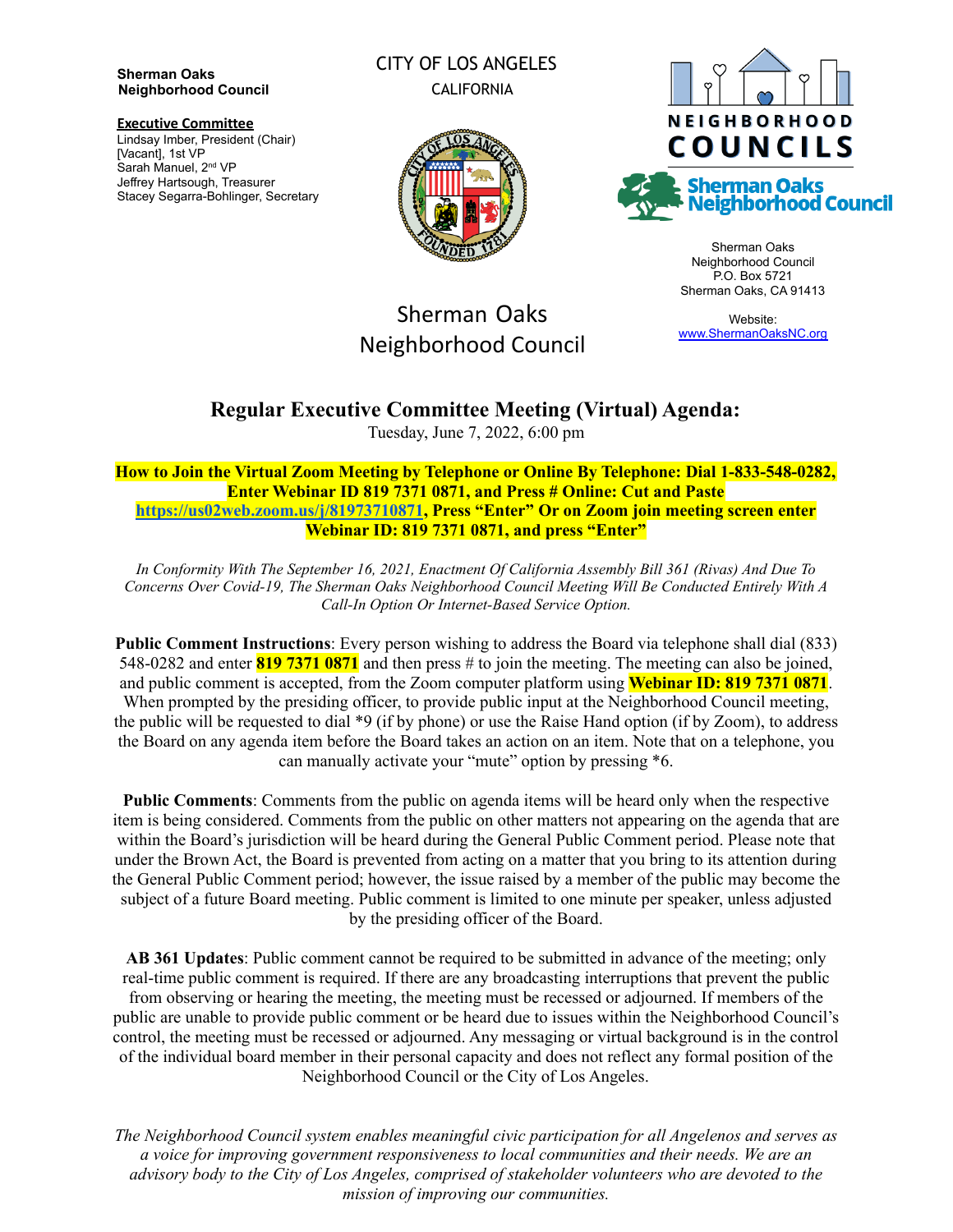**Sherman Oaks**
**Neighborhood Council**

**Executive Committee**
Lindsay Imber, President (Chair)
[Vacant], 1st VP
Sarah Manuel, 2nd VP
Jeffrey Hartsough, Treasurer
Stacey Segarra-Bohlinger, Secretary

CITY OF LOS ANGELES
CALIFORNIA

Sherman Oaks
Neighborhood Council

NEIGHBORHOOD COUNCILS
Sherman Oaks Neighborhood Council

Sherman Oaks
Neighborhood Council
P.O. Box 5721
Sherman Oaks, CA 91413

Website:
[www.ShermanOaksNC.org](http://www.ShermanOaksNC.org)

# Regular Executive Committee Meeting (Virtual) Agenda:

Tuesday, June 7, 2022, 6:00 pm

**How to Join the Virtual Zoom Meeting by Telephone or Online By Telephone: Dial 1-833-548-0282, Enter Webinar ID 819 7371 0871, and Press # Online: Cut and Paste [https://us02web.zoom.us/j/81973710871](https://us02web.zoom.us/j/81973710871), Press "Enter" Or on Zoom join meeting screen enter Webinar ID: 819 7371 0871, and press "Enter"**

*In Conformity With The September 16, 2021, Enactment Of California Assembly Bill 361 (Rivas) And Due To Concerns Over Covid-19, The Sherman Oaks Neighborhood Council Meeting Will Be Conducted Entirely With A Call-In Option Or Internet-Based Service Option.*

**Public Comment Instructions**: Every person wishing to address the Board via telephone shall dial (833) 548-0282 and enter **819 7371 0871** and then press # to join the meeting. The meeting can also be joined, and public comment is accepted, from the Zoom computer platform using **Webinar ID: 819 7371 0871**. When prompted by the presiding officer, to provide public input at the Neighborhood Council meeting, the public will be requested to dial *9 (if by phone) or use the Raise Hand option (if by Zoom), to address the Board on any agenda item before the Board takes an action on an item. Note that on a telephone, you can manually activate your "mute" option by pressing *6.

**Public Comments**: Comments from the public on agenda items will be heard only when the respective item is being considered. Comments from the public on other matters not appearing on the agenda that are within the Board's jurisdiction will be heard during the General Public Comment period. Please note that under the Brown Act, the Board is prevented from acting on a matter that you bring to its attention during the General Public Comment period; however, the issue raised by a member of the public may become the subject of a future Board meeting. Public comment is limited to one minute per speaker, unless adjusted by the presiding officer of the Board.

**AB 361 Updates**: Public comment cannot be required to be submitted in advance of the meeting; only real-time public comment is required. If there are any broadcasting interruptions that prevent the public from observing or hearing the meeting, the meeting must be recessed or adjourned. If members of the public are unable to provide public comment or be heard due to issues within the Neighborhood Council's control, the meeting must be recessed or adjourned. Any messaging or virtual background is in the control of the individual board member in their personal capacity and does not reflect any formal position of the Neighborhood Council or the City of Los Angeles.

*The Neighborhood Council system enables meaningful civic participation for all Angelenos and serves as a voice for improving government responsiveness to local communities and their needs. We are an advisory body to the City of Los Angeles, comprised of stakeholder volunteers who are devoted to the mission of improving our communities.*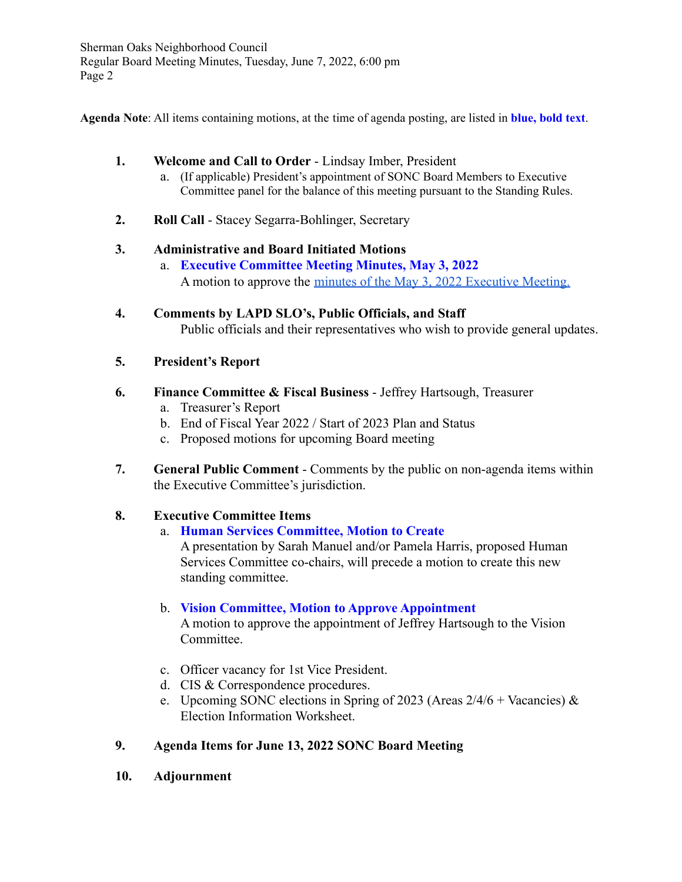**Agenda Note**: All items containing motions, at the time of agenda posting, are listed in **blue, bold text**.

1. **Welcome and Call to Order** - Lindsay Imber, President
   a. (If applicable) President's appointment of SONC Board Members to Executive Committee panel for the balance of this meeting pursuant to the Standing Rules.

2. **Roll Call** - Stacey Segarra-Bohlinger, Secretary

3. **Administrative and Board Initiated Motions**
   a. **Executive Committee Meeting Minutes, May 3, 2022**
   A motion to approve the minutes of the May 3, 2022 Executive Meeting.

4. **Comments by LAPD SLO's, Public Officials, and Staff**
   Public officials and their representatives who wish to provide general updates.

5. **President's Report**

6. **Finance Committee & Fiscal Business** - Jeffrey Hartsough, Treasurer
   a. Treasurer's Report
   b. End of Fiscal Year 2022 / Start of 2023 Plan and Status
   c. Proposed motions for upcoming Board meeting

7. **General Public Comment** - Comments by the public on non-agenda items within the Executive Committee's jurisdiction.

8. **Executive Committee Items**
   a. **Human Services Committee, Motion to Create**
   A presentation by Sarah Manuel and/or Pamela Harris, proposed Human Services Committee co-chairs, will precede a motion to create this new standing committee.

   b. **Vision Committee, Motion to Approve Appointment**
   A motion to approve the appointment of Jeffrey Hartsough to the Vision Committee.

   c. Officer vacancy for 1st Vice President.
   d. CIS & Correspondence procedures.
   e. Upcoming SONC elections in Spring of 2023 (Areas 2/4/6 + Vacancies) & Election Information Worksheet.

9. **Agenda Items for June 13, 2022 SONC Board Meeting**

10. **Adjournment**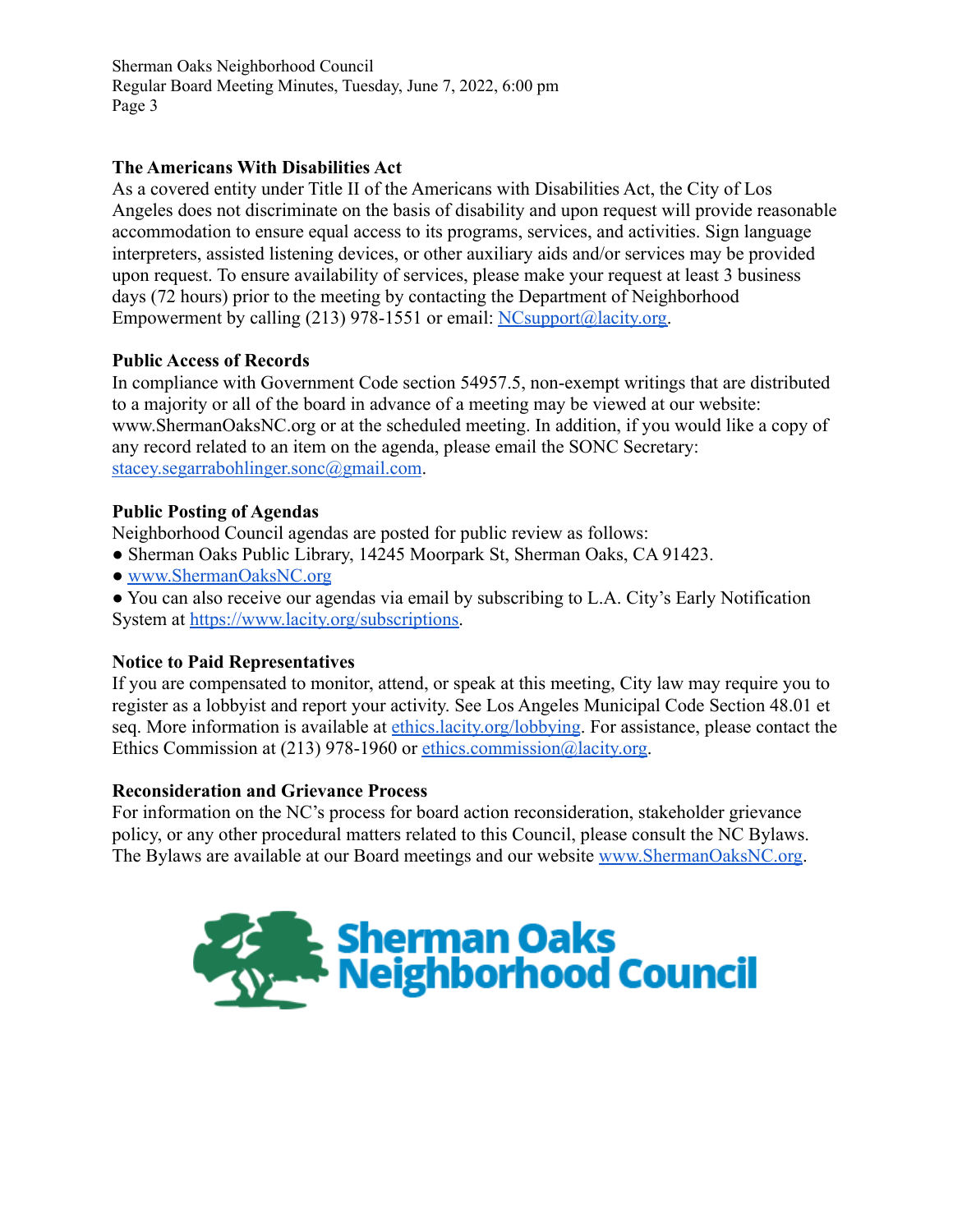### The Americans With Disabilities Act

As a covered entity under Title II of the Americans with Disabilities Act, the City of Los Angeles does not discriminate on the basis of disability and upon request will provide reasonable accommodation to ensure equal access to its programs, services, and activities. Sign language interpreters, assisted listening devices, or other auxiliary aids and/or services may be provided upon request. To ensure availability of services, please make your request at least 3 business days (72 hours) prior to the meeting by contacting the Department of Neighborhood Empowerment by calling (213) 978-1551 or email: NCsupport@lacity.org.

### Public Access of Records

In compliance with Government Code section 54957.5, non-exempt writings that are distributed to a majority or all of the board in advance of a meeting may be viewed at our website: www.ShermanOaksNC.org or at the scheduled meeting. In addition, if you would like a copy of any record related to an item on the agenda, please email the SONC Secretary: stacey.segarrabohlinger.sonc@gmail.com.

### Public Posting of Agendas

Neighborhood Council agendas are posted for public review as follows:

- Sherman Oaks Public Library, 14245 Moorpark St, Sherman Oaks, CA 91423.
- www.ShermanOaksNC.org
- You can also receive our agendas via email by subscribing to L.A. City's Early Notification System at https://www.lacity.org/subscriptions.

### Notice to Paid Representatives

If you are compensated to monitor, attend, or speak at this meeting, City law may require you to register as a lobbyist and report your activity. See Los Angeles Municipal Code Section 48.01 et seq. More information is available at ethics.lacity.org/lobbying. For assistance, please contact the Ethics Commission at (213) 978-1960 or ethics.commission@lacity.org.

### Reconsideration and Grievance Process

For information on the NC's process for board action reconsideration, stakeholder grievance policy, or any other procedural matters related to this Council, please consult the NC Bylaws. The Bylaws are available at our Board meetings and our website www.ShermanOaksNC.org.

Sherman Oaks Neighborhood Council